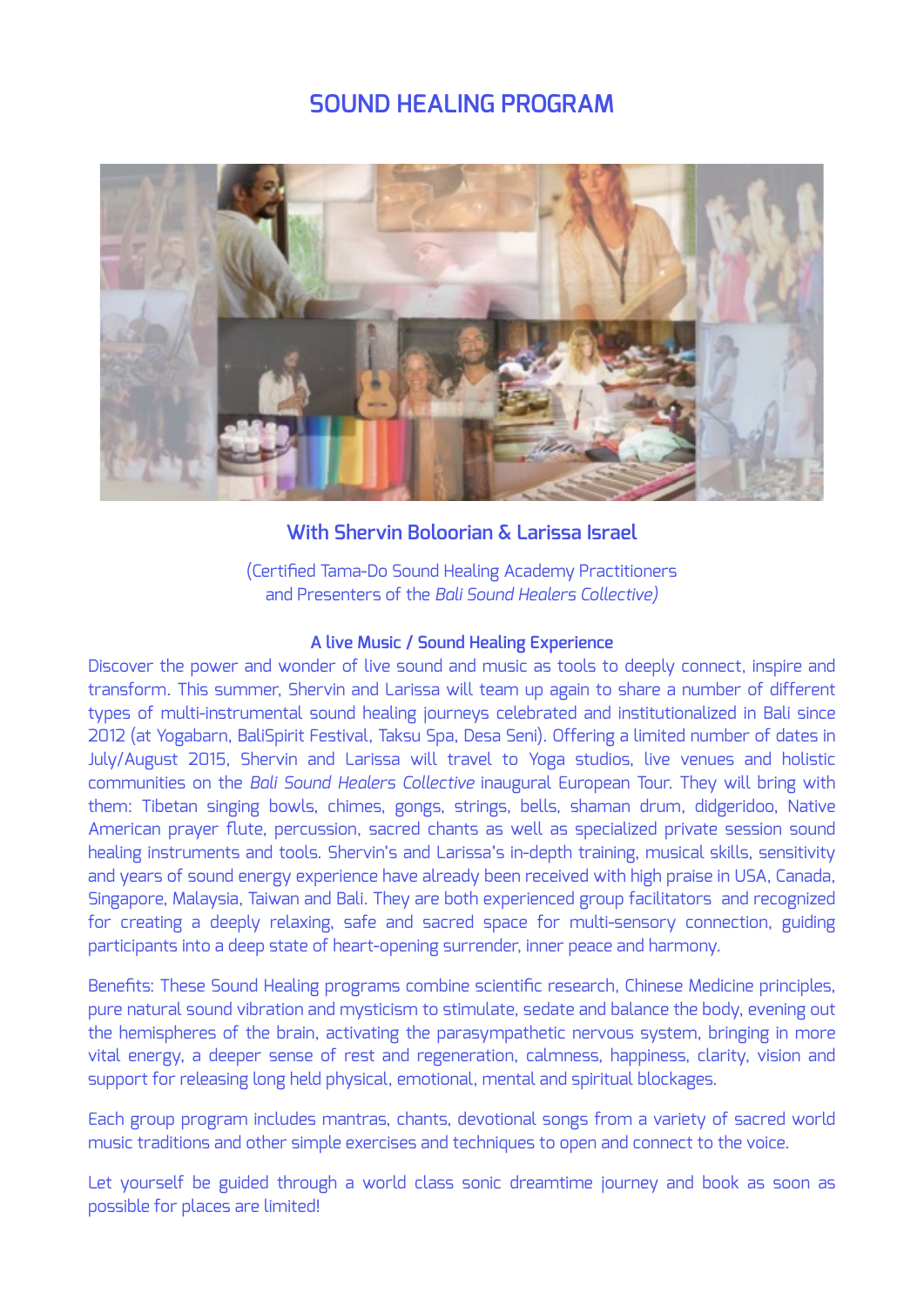# SOUND HEALING PROGRAM

## With Shervin Boloorian & Larissa Israel

(Certified Tama-Do Sound Healing Academy Practitioners
and Presenters of the *Bali Sound Healers Collective)*

### A live Music / Sound Healing Experience

Discover the power and wonder of live sound and music as tools to deeply connect, inspire and transform. This summer, Shervin and Larissa will team up again to share a number of different types of multi-instrumental sound healing journeys celebrated and institutionalized in Bali since 2012 (at Yogabarn, BaliSpirit Festival, Taksu Spa, Desa Seni). Offering a limited number of dates in July/August 2015, Shervin and Larissa will travel to Yoga studios, live venues and holistic communities on the *Bali Sound Healers Collective* inaugural European Tour. They will bring with them: Tibetan singing bowls, chimes, gongs, strings, bells, shaman drum, didgeridoo, Native American prayer flute, percussion, sacred chants as well as specialized private session sound healing instruments and tools. Shervin's and Larissa's in-depth training, musical skills, sensitivity and years of sound energy experience have already been received with high praise in USA, Canada, Singapore, Malaysia, Taiwan and Bali. They are both experienced group facilitators and recognized for creating a deeply relaxing, safe and sacred space for multi-sensory connection, guiding participants into a deep state of heart-opening surrender, inner peace and harmony.

Benefits: These Sound Healing programs combine scientific research, Chinese Medicine principles, pure natural sound vibration and mysticism to stimulate, sedate and balance the body, evening out the hemispheres of the brain, activating the parasympathetic nervous system, bringing in more vital energy, a deeper sense of rest and regeneration, calmness, happiness, clarity, vision and support for releasing long held physical, emotional, mental and spiritual blockages.

Each group program includes mantras, chants, devotional songs from a variety of sacred world music traditions and other simple exercises and techniques to open and connect to the voice.

Let yourself be guided through a world class sonic dreamtime journey and book as soon as possible for places are limited!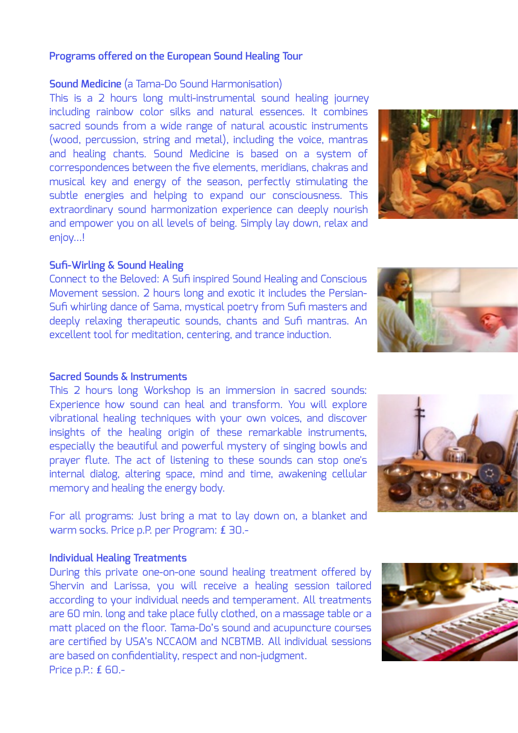## Programs offered on the European Sound Healing Tour

### Sound Medicine (a Tama-Do Sound Harmonisation)

This is a 2 hours long multi-instrumental sound healing journey including rainbow color silks and natural essences. It combines sacred sounds from a wide range of natural acoustic instruments (wood, percussion, string and metal), including the voice, mantras and healing chants. Sound Medicine is based on a system of correspondences between the five elements, meridians, chakras and musical key and energy of the season, perfectly stimulating the subtle energies and helping to expand our consciousness. This extraordinary sound harmonization experience can deeply nourish and empower you on all levels of being. Simply lay down, relax and enjoy…!

### Sufi-Wirling & Sound Healing

Connect to the Beloved: A Sufi inspired Sound Healing and Conscious Movement session. 2 hours long and exotic it includes the Persian-Sufi whirling dance of Sama, mystical poetry from Sufi masters and deeply relaxing therapeutic sounds, chants and Sufi mantras. An excellent tool for meditation, centering, and trance induction.

### Sacred Sounds & Instruments

This 2 hours long Workshop is an immersion in sacred sounds: Experience how sound can heal and transform. You will explore vibrational healing techniques with your own voices, and discover insights of the healing origin of these remarkable instruments, especially the beautiful and powerful mystery of singing bowls and prayer flute. The act of listening to these sounds can stop one's internal dialog, altering space, mind and time, awakening cellular memory and healing the energy body.

For all programs: Just bring a mat to lay down on, a blanket and warm socks. Price p.P. per Program: £ 30.-

### Individual Healing Treatments

During this private one-on-one sound healing treatment offered by Shervin and Larissa, you will receive a healing session tailored according to your individual needs and temperament. All treatments are 60 min. long and take place fully clothed, on a massage table or a matt placed on the floor. Tama-Do's sound and acupuncture courses are certified by USA's NCCAOM and NCBTMB. All individual sessions are based on confidentiality, respect and non-judgment.
Price p.P.: £ 60.-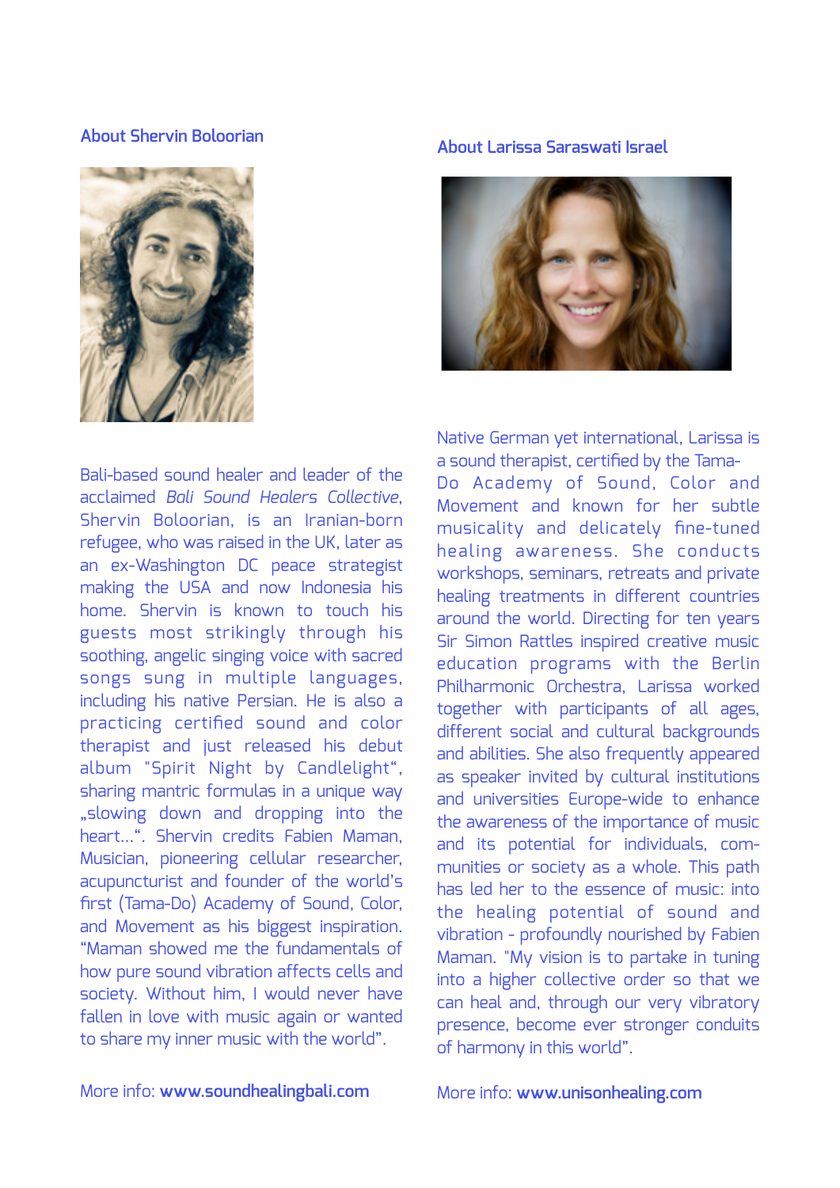## About Shervin Boloorian

Bali-based sound healer and leader of the acclaimed *Bali Sound Healers Collective*, Shervin Boloorian, is an Iranian-born refugee, who was raised in the UK, later as an ex-Washington DC peace strategist making the USA and now Indonesia his home. Shervin is known to touch his guests most strikingly through his soothing, angelic singing voice with sacred songs sung in multiple languages, including his native Persian. He is also a practicing certified sound and color therapist and just released his debut album "Spirit Night by Candlelight", sharing mantric formulas in a unique way „slowing down and dropping into the heart...". Shervin credits Fabien Maman, Musician, pioneering cellular researcher, acupuncturist and founder of the world's first (Tama-Do) Academy of Sound, Color, and Movement as his biggest inspiration. "Maman showed me the fundamentals of how pure sound vibration affects cells and society. Without him, I would never have fallen in love with music again or wanted to share my inner music with the world".

More info: **www.soundhealingbali.com**

## About Larissa Saraswati Israel

Native German yet international, Larissa is a sound therapist, certified by the Tama-Do Academy of Sound, Color and Movement and known for her subtle musicality and delicately fine-tuned healing awareness. She conducts workshops, seminars, retreats and private healing treatments in different countries around the world. Directing for ten years Sir Simon Rattles inspired creative music education programs with the Berlin Philharmonic Orchestra, Larissa worked together with participants of all ages, different social and cultural backgrounds and abilities. She also frequently appeared as speaker invited by cultural institutions and universities Europe-wide to enhance the awareness of the importance of music and its potential for individuals, communities or society as a whole. This path has led her to the essence of music: into the healing potential of sound and vibration - profoundly nourished by Fabien Maman. "My vision is to partake in tuning into a higher collective order so that we can heal and, through our very vibratory presence, become ever stronger conduits of harmony in this world".

More info: **www.unisonhealing.com**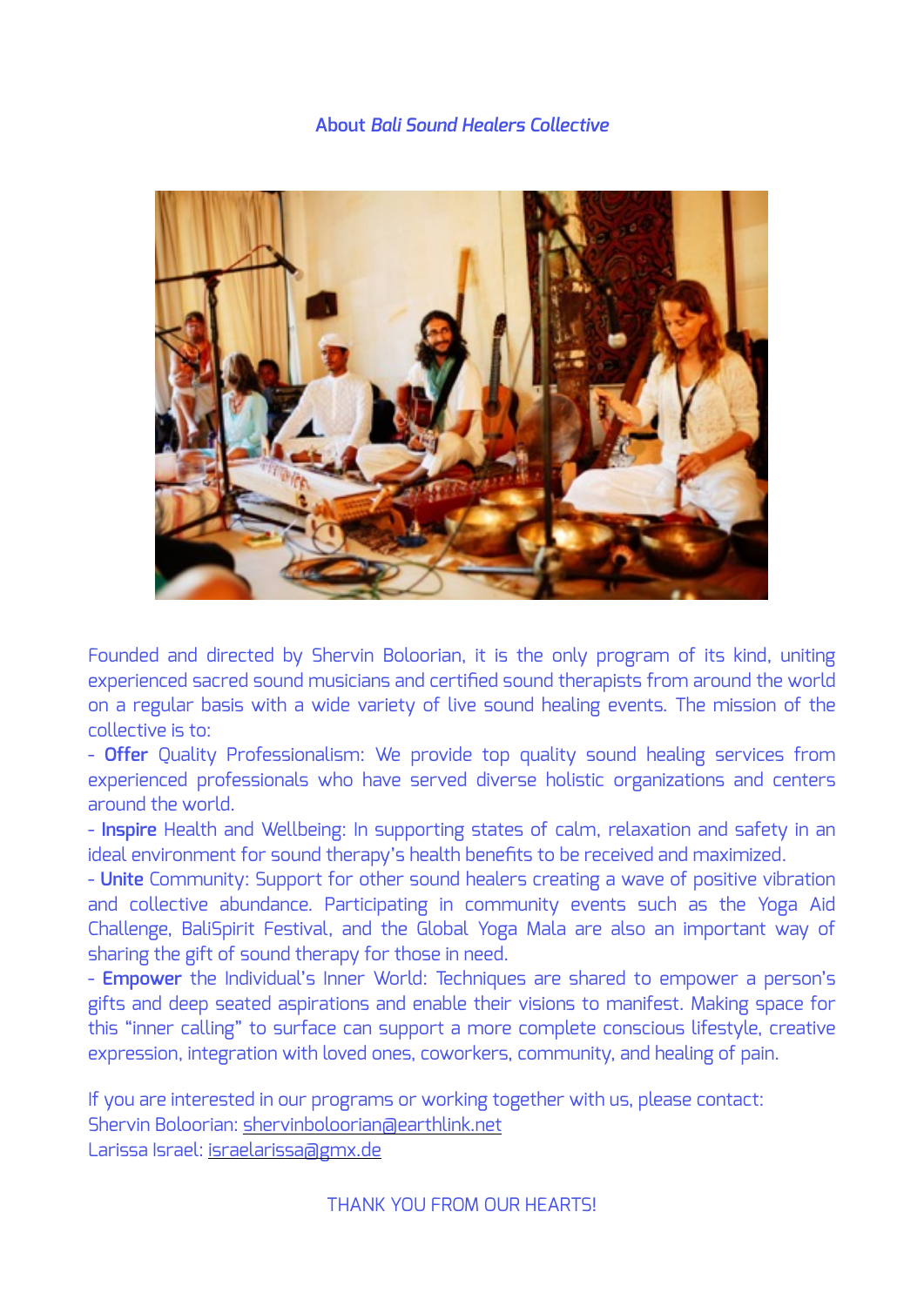## About *Bali Sound Healers Collective*

Founded and directed by Shervin Boloorian, it is the only program of its kind, uniting experienced sacred sound musicians and certified sound therapists from around the world on a regular basis with a wide variety of live sound healing events. The mission of the collective is to:

- **Offer** Quality Professionalism: We provide top quality sound healing services from experienced professionals who have served diverse holistic organizations and centers around the world.
- **Inspire** Health and Wellbeing: In supporting states of calm, relaxation and safety in an ideal environment for sound therapy's health benefits to be received and maximized.
- **Unite** Community: Support for other sound healers creating a wave of positive vibration and collective abundance. Participating in community events such as the Yoga Aid Challenge, BaliSpirit Festival, and the Global Yoga Mala are also an important way of sharing the gift of sound therapy for those in need.
- **Empower** the Individual's Inner World: Techniques are shared to empower a person's gifts and deep seated aspirations and enable their visions to manifest. Making space for this "inner calling" to surface can support a more complete conscious lifestyle, creative expression, integration with loved ones, coworkers, community, and healing of pain.

If you are interested in our programs or working together with us, please contact:
Shervin Boloorian: shervinboloorian@earthlink.net
Larissa Israel: israelarissa@gmx.de

THANK YOU FROM OUR HEARTS!